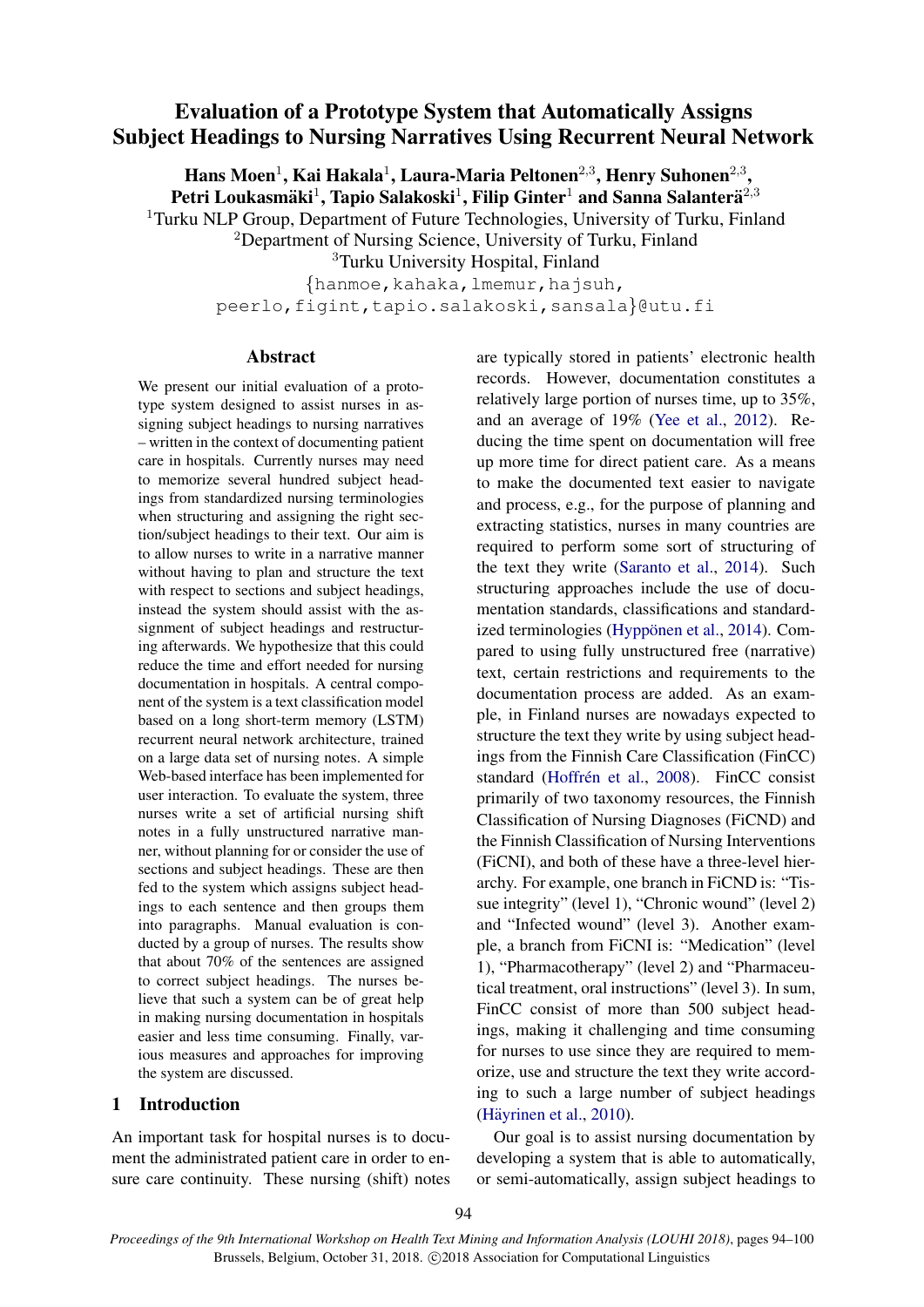# Evaluation of a Prototype System that Automatically Assigns Subject Headings to Nursing Narratives Using Recurrent Neural Network

**Hans Moen[1], Kai Hakala[1], Laura-Maria Peltonen[2,3], Henry Suhonen[2,3], Petri Loukasmäki[1], Tapio Salakoski[1], Filip Ginter[1] and Sanna Salanterä[2,3]**

[1]Turku NLP Group, Department of Future Technologies, University of Turku, Finland
[2]Department of Nursing Science, University of Turku, Finland
[3]Turku University Hospital, Finland
{hanmoe,kahaka,lmemur,hajsuh, peerlo,figint,tapio.salakoski,sansala}@utu.fi

## Abstract

We present our initial evaluation of a prototype system designed to assist nurses in assigning subject headings to nursing narratives – written in the context of documenting patient care in hospitals. Currently nurses may need to memorize several hundred subject headings from standardized nursing terminologies when structuring and assigning the right section/subject headings to their text. Our aim is to allow nurses to write in a narrative manner without having to plan and structure the text with respect to sections and subject headings, instead the system should assist with the assignment of subject headings and restructuring afterwards. We hypothesize that this could reduce the time and effort needed for nursing documentation in hospitals. A central component of the system is a text classification model based on a long short-term memory (LSTM) recurrent neural network architecture, trained on a large data set of nursing notes. A simple Web-based interface has been implemented for user interaction. To evaluate the system, three nurses write a set of artificial nursing shift notes in a fully unstructured narrative manner, without planning for or consider the use of sections and subject headings. These are then fed to the system which assigns subject headings to each sentence and then groups them into paragraphs. Manual evaluation is conducted by a group of nurses. The results show that about 70% of the sentences are assigned to correct subject headings. The nurses believe that such a system can be of great help in making nursing documentation in hospitals easier and less time consuming. Finally, various measures and approaches for improving the system are discussed.

## 1 Introduction

An important task for hospital nurses is to document the administrated patient care in order to ensure care continuity. These nursing (shift) notes are typically stored in patients' electronic health records. However, documentation constitutes a relatively large portion of nurses time, up to 35%, and an average of 19% (Yee et al., 2012). Reducing the time spent on documentation will free up more time for direct patient care. As a means to make the documented text easier to navigate and process, e.g., for the purpose of planning and extracting statistics, nurses in many countries are required to perform some sort of structuring of the text they write (Saranto et al., 2014). Such structuring approaches include the use of documentation standards, classifications and standardized terminologies (Hyppönen et al., 2014). Compared to using fully unstructured free (narrative) text, certain restrictions and requirements to the documentation process are added. As an example, in Finland nurses are nowadays expected to structure the text they write by using subject headings from the Finnish Care Classification (FinCC) standard (Hoffrén et al., 2008). FinCC consist primarily of two taxonomy resources, the Finnish Classification of Nursing Diagnoses (FiCND) and the Finnish Classification of Nursing Interventions (FiCNI), and both of these have a three-level hierarchy. For example, one branch in FiCND is: "Tissue integrity" (level 1), "Chronic wound" (level 2) and "Infected wound" (level 3). Another example, a branch from FiCNI is: "Medication" (level 1), "Pharmacotherapy" (level 2) and "Pharmaceutical treatment, oral instructions" (level 3). In sum, FinCC consist of more than 500 subject headings, making it challenging and time consuming for nurses to use since they are required to memorize, use and structure the text they write according to such a large number of subject headings (Häyrinen et al., 2010).

Our goal is to assist nursing documentation by developing a system that is able to automatically, or semi-automatically, assign subject headings to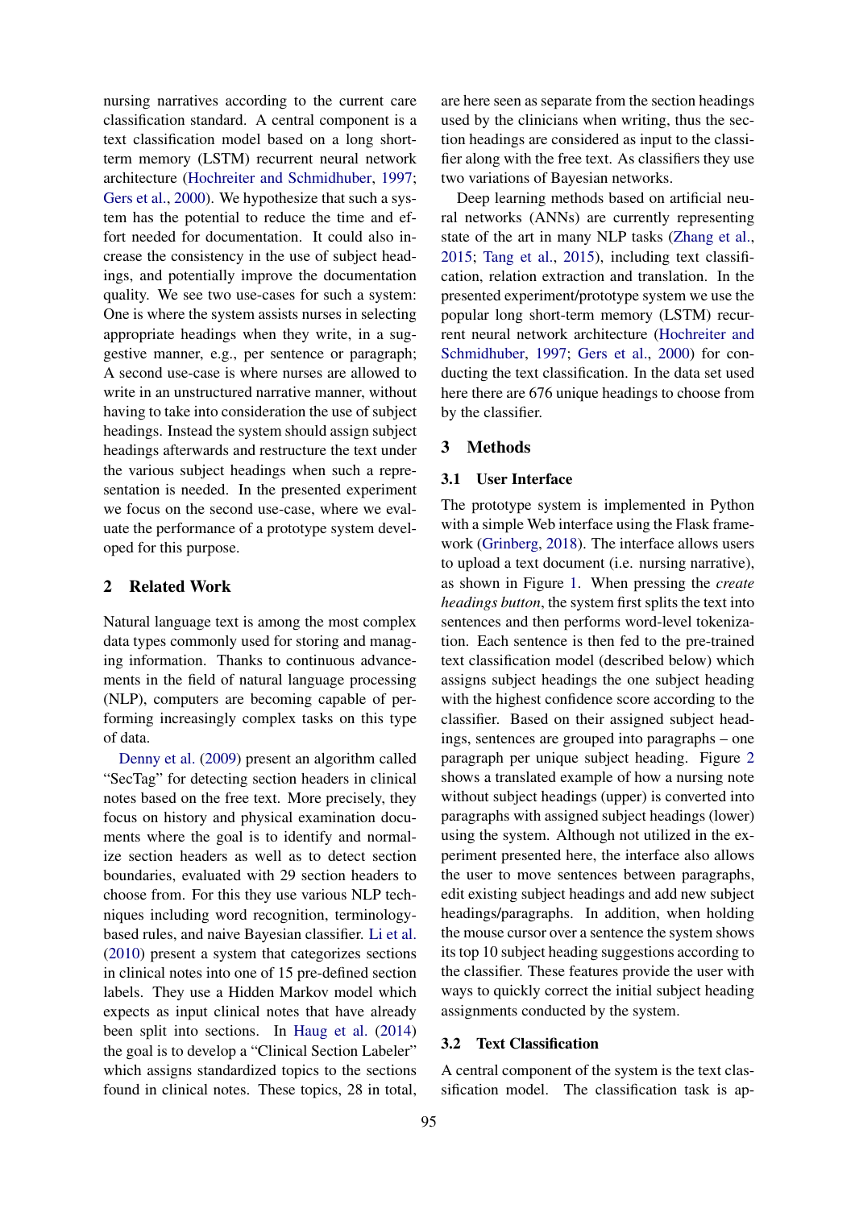nursing narratives according to the current care classification standard. A central component is a text classification model based on a long short-term memory (LSTM) recurrent neural network architecture (Hochreiter and Schmidhuber, 1997; Gers et al., 2000). We hypothesize that such a system has the potential to reduce the time and effort needed for documentation. It could also increase the consistency in the use of subject headings, and potentially improve the documentation quality. We see two use-cases for such a system: One is where the system assists nurses in selecting appropriate headings when they write, in a suggestive manner, e.g., per sentence or paragraph; A second use-case is where nurses are allowed to write in an unstructured narrative manner, without having to take into consideration the use of subject headings. Instead the system should assign subject headings afterwards and restructure the text under the various subject headings when such a representation is needed. In the presented experiment we focus on the second use-case, where we evaluate the performance of a prototype system developed for this purpose.

## 2 Related Work

Natural language text is among the most complex data types commonly used for storing and managing information. Thanks to continuous advancements in the field of natural language processing (NLP), computers are becoming capable of performing increasingly complex tasks on this type of data.

Denny et al. (2009) present an algorithm called "SecTag" for detecting section headers in clinical notes based on the free text. More precisely, they focus on history and physical examination documents where the goal is to identify and normalize section headers as well as to detect section boundaries, evaluated with 29 section headers to choose from. For this they use various NLP techniques including word recognition, terminology-based rules, and naive Bayesian classifier. Li et al. (2010) present a system that categorizes sections in clinical notes into one of 15 pre-defined section labels. They use a Hidden Markov model which expects as input clinical notes that have already been split into sections. In Haug et al. (2014) the goal is to develop a "Clinical Section Labeler" which assigns standardized topics to the sections found in clinical notes. These topics, 28 in total, are here seen as separate from the section headings used by the clinicians when writing, thus the section headings are considered as input to the classifier along with the free text. As classifiers they use two variations of Bayesian networks.

Deep learning methods based on artificial neural networks (ANNs) are currently representing state of the art in many NLP tasks (Zhang et al., 2015; Tang et al., 2015), including text classification, relation extraction and translation. In the presented experiment/prototype system we use the popular long short-term memory (LSTM) recurrent neural network architecture (Hochreiter and Schmidhuber, 1997; Gers et al., 2000) for conducting the text classification. In the data set used here there are 676 unique headings to choose from by the classifier.

## 3 Methods

### 3.1 User Interface

The prototype system is implemented in Python with a simple Web interface using the Flask framework (Grinberg, 2018). The interface allows users to upload a text document (i.e. nursing narrative), as shown in Figure 1. When pressing the *create headings button*, the system first splits the text into sentences and then performs word-level tokenization. Each sentence is then fed to the pre-trained text classification model (described below) which assigns subject headings the one subject heading with the highest confidence score according to the classifier. Based on their assigned subject headings, sentences are grouped into paragraphs – one paragraph per unique subject heading. Figure 2 shows a translated example of how a nursing note without subject headings (upper) is converted into paragraphs with assigned subject headings (lower) using the system. Although not utilized in the experiment presented here, the interface also allows the user to move sentences between paragraphs, edit existing subject headings and add new subject headings/paragraphs. In addition, when holding the mouse cursor over a sentence the system shows its top 10 subject heading suggestions according to the classifier. These features provide the user with ways to quickly correct the initial subject heading assignments conducted by the system.

### 3.2 Text Classification

A central component of the system is the text classification model. The classification task is ap-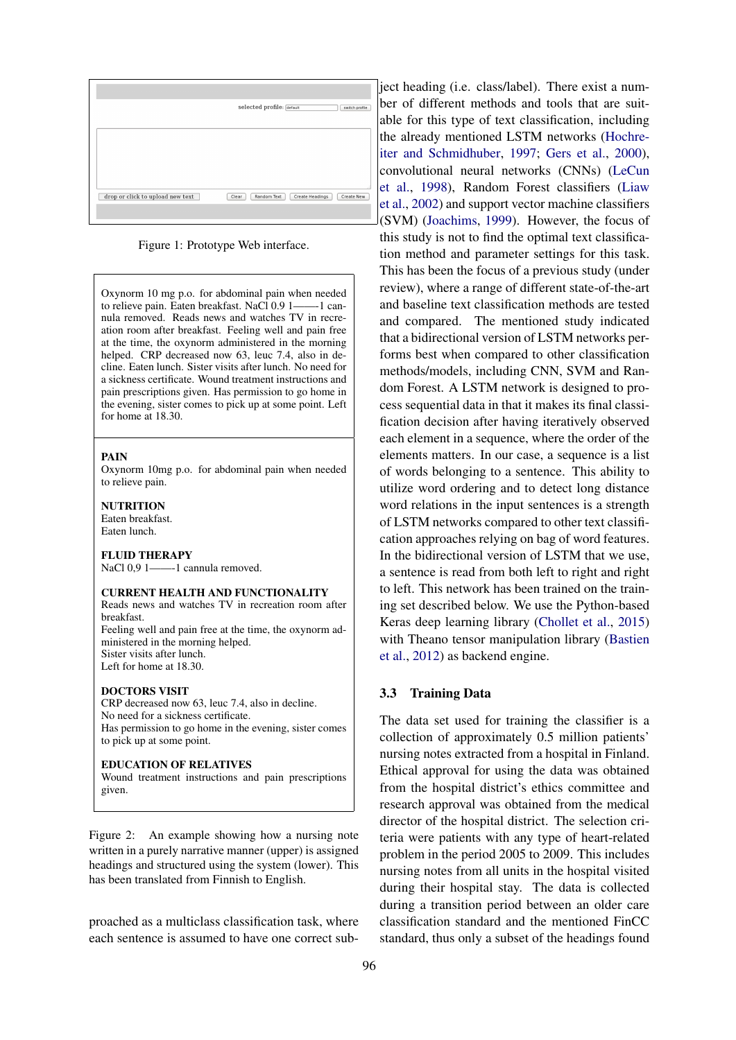selected profile: default switch profile

drop or click to upload new text Clear Random Text Create Headings Create New

Figure 1: Prototype Web interface.

Oxynorm 10 mg p.o. for abdominal pain when needed to relieve pain. Eaten breakfast. NaCl 0.9 1——1 cannula removed. Reads news and watches TV in recreation room after breakfast. Feeling well and pain free at the time, the oxynorm administered in the morning helped. CRP decreased now 63, leuc 7.4, also in decline. Eaten lunch. Sister visits after lunch. No need for a sickness certificate. Wound treatment instructions and pain prescriptions given. Has permission to go home in the evening, sister comes to pick up at some point. Left for home at 18.30.

**PAIN**
Oxynorm 10mg p.o. for abdominal pain when needed to relieve pain.

**NUTRITION**
Eaten breakfast.
Eaten lunch.

**FLUID THERAPY**
NaCl 0,9 1——-1 cannula removed.

**CURRENT HEALTH AND FUNCTIONALITY**
Reads news and watches TV in recreation room after breakfast.
Feeling well and pain free at the time, the oxynorm administered in the morning helped.
Sister visits after lunch.
Left for home at 18.30.

**DOCTORS VISIT**
CRP decreased now 63, leuc 7.4, also in decline.
No need for a sickness certificate.
Has permission to go home in the evening, sister comes to pick up at some point.

**EDUCATION OF RELATIVES**
Wound treatment instructions and pain prescriptions given.

Figure 2: An example showing how a nursing note written in a purely narrative manner (upper) is assigned headings and structured using the system (lower). This has been translated from Finnish to English.

proached as a multiclass classification task, where each sentence is assumed to have one correct subject heading (i.e. class/label). There exist a number of different methods and tools that are suitable for this type of text classification, including the already mentioned LSTM networks (Hochreiter and Schmidhuber, 1997; Gers et al., 2000), convolutional neural networks (CNNs) (LeCun et al., 1998), Random Forest classifiers (Liaw et al., 2002) and support vector machine classifiers (SVM) (Joachims, 1999). However, the focus of this study is not to find the optimal text classification method and parameter settings for this task. This has been the focus of a previous study (under review), where a range of different state-of-the-art and baseline text classification methods are tested and compared. The mentioned study indicated that a bidirectional version of LSTM networks performs best when compared to other classification methods/models, including CNN, SVM and Random Forest. A LSTM network is designed to process sequential data in that it makes its final classification decision after having iteratively observed each element in a sequence, where the order of the elements matters. In our case, a sequence is a list of words belonging to a sentence. This ability to utilize word ordering and to detect long distance word relations in the input sentences is a strength of LSTM networks compared to other text classification approaches relying on bag of word features. In the bidirectional version of LSTM that we use, a sentence is read from both left to right and right to left. This network has been trained on the training set described below. We use the Python-based Keras deep learning library (Chollet et al., 2015) with Theano tensor manipulation library (Bastien et al., 2012) as backend engine.

### 3.3 Training Data

The data set used for training the classifier is a collection of approximately 0.5 million patients' nursing notes extracted from a hospital in Finland. Ethical approval for using the data was obtained from the hospital district's ethics committee and research approval was obtained from the medical director of the hospital district. The selection criteria were patients with any type of heart-related problem in the period 2005 to 2009. This includes nursing notes from all units in the hospital visited during their hospital stay. The data is collected during a transition period between an older care classification standard and the mentioned FinCC standard, thus only a subset of the headings found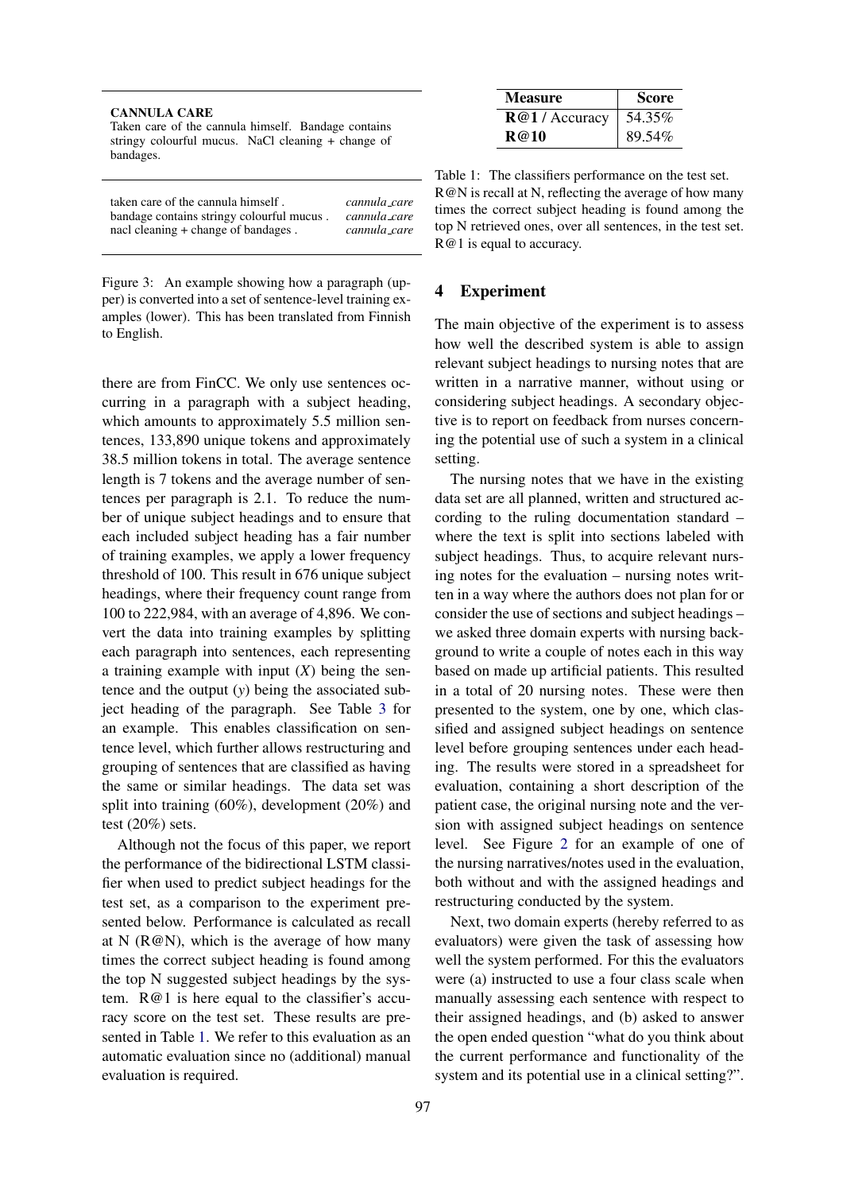**CANNULA CARE**
Taken care of the cannula himself. Bandage contains stringy colourful mucus. NaCl cleaning + change of bandages.

| | |
|---|---|
| taken care of the cannula himself . | *cannula_care* |
| bandage contains stringy colourful mucus . | *cannula_care* |
| nacl cleaning + change of bandages . | *cannula_care* |

Figure 3: An example showing how a paragraph (upper) is converted into a set of sentence-level training examples (lower). This has been translated from Finnish to English.

there are from FinCC. We only use sentences occurring in a paragraph with a subject heading, which amounts to approximately 5.5 million sentences, 133,890 unique tokens and approximately 38.5 million tokens in total. The average sentence length is 7 tokens and the average number of sentences per paragraph is 2.1. To reduce the number of unique subject headings and to ensure that each included subject heading has a fair number of training examples, we apply a lower frequency threshold of 100. This result in 676 unique subject headings, where their frequency count range from 100 to 222,984, with an average of 4,896. We convert the data into training examples by splitting each paragraph into sentences, each representing a training example with input ($X$) being the sentence and the output ($y$) being the associated subject heading of the paragraph. See Table 3 for an example. This enables classification on sentence level, which further allows restructuring and grouping of sentences that are classified as having the same or similar headings. The data set was split into training (60%), development (20%) and test (20%) sets.

Although not the focus of this paper, we report the performance of the bidirectional LSTM classifier when used to predict subject headings for the test set, as a comparison to the experiment presented below. Performance is calculated as recall at N (R@N), which is the average of how many times the correct subject heading is found among the top N suggested subject headings by the system. R@1 is here equal to the classifier's accuracy score on the test set. These results are presented in Table 1. We refer to this evaluation as an automatic evaluation since no (additional) manual evaluation is required.

| Measure | Score |
|---|---|
| **R@1** / Accuracy | 54.35% |
| **R@10** | 89.54% |

Table 1: The classifiers performance on the test set. R@N is recall at N, reflecting the average of how many times the correct subject heading is found among the top N retrieved ones, over all sentences, in the test set. R@1 is equal to accuracy.

## 4 Experiment

The main objective of the experiment is to assess how well the described system is able to assign relevant subject headings to nursing notes that are written in a narrative manner, without using or considering subject headings. A secondary objective is to report on feedback from nurses concerning the potential use of such a system in a clinical setting.

The nursing notes that we have in the existing data set are all planned, written and structured according to the ruling documentation standard – where the text is split into sections labeled with subject headings. Thus, to acquire relevant nursing notes for the evaluation – nursing notes written in a way where the authors does not plan for or consider the use of sections and subject headings – we asked three domain experts with nursing background to write a couple of notes each in this way based on made up artificial patients. This resulted in a total of 20 nursing notes. These were then presented to the system, one by one, which classified and assigned subject headings on sentence level before grouping sentences under each heading. The results were stored in a spreadsheet for evaluation, containing a short description of the patient case, the original nursing note and the version with assigned subject headings on sentence level. See Figure 2 for an example of one of the nursing narratives/notes used in the evaluation, both without and with the assigned headings and restructuring conducted by the system.

Next, two domain experts (hereby referred to as evaluators) were given the task of assessing how well the system performed. For this the evaluators were (a) instructed to use a four class scale when manually assessing each sentence with respect to their assigned headings, and (b) asked to answer the open ended question "what do you think about the current performance and functionality of the system and its potential use in a clinical setting?".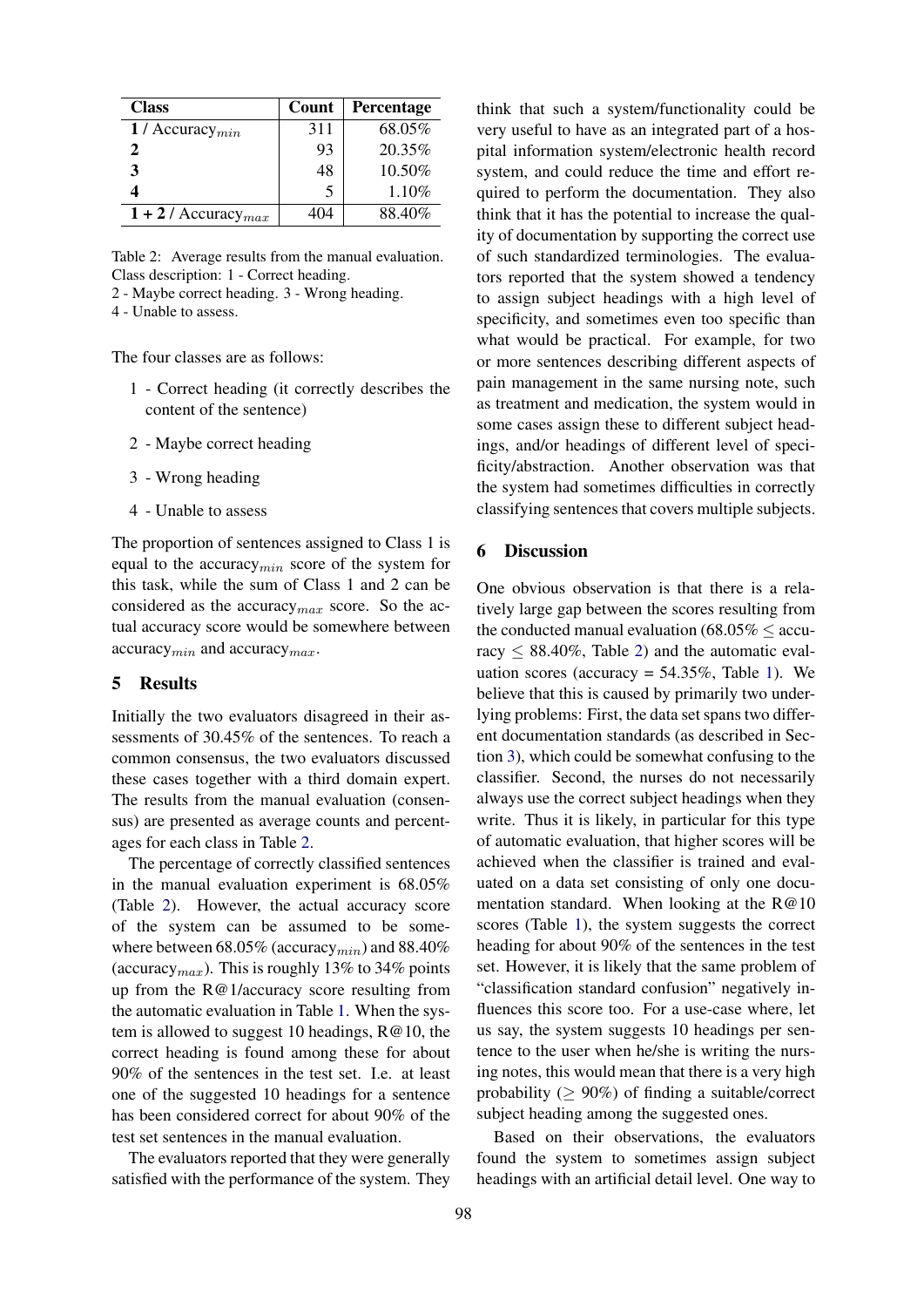| Class | Count | Percentage |
|---|---|---|
| **1** / Accuracy$_{min}$ | 311 | 68.05% |
| **2** | 93 | 20.35% |
| **3** | 48 | 10.50% |
| **4** | 5 | 1.10% |
| **1 + 2** / Accuracy$_{max}$ | 404 | 88.40% |

Table 2: Average results from the manual evaluation. Class description: 1 - Correct heading.
2 - Maybe correct heading. 3 - Wrong heading.
4 - Unable to assess.

The four classes are as follows:

1 - Correct heading (it correctly describes the content of the sentence)

2 - Maybe correct heading

3 - Wrong heading

4 - Unable to assess

The proportion of sentences assigned to Class 1 is equal to the accuracy$_{min}$ score of the system for this task, while the sum of Class 1 and 2 can be considered as the accuracy$_{max}$ score. So the actual accuracy score would be somewhere between accuracy$_{min}$ and accuracy$_{max}$.

## 5 Results

Initially the two evaluators disagreed in their assessments of 30.45% of the sentences. To reach a common consensus, the two evaluators discussed these cases together with a third domain expert. The results from the manual evaluation (consensus) are presented as average counts and percentages for each class in Table 2.

The percentage of correctly classified sentences in the manual evaluation experiment is 68.05% (Table 2). However, the actual accuracy score of the system can be assumed to be somewhere between 68.05% (accuracy$_{min}$) and 88.40% (accuracy$_{max}$). This is roughly 13% to 34% points up from the R@1/accuracy score resulting from the automatic evaluation in Table 1. When the system is allowed to suggest 10 headings, R@10, the correct heading is found among these for about 90% of the sentences in the test set. I.e. at least one of the suggested 10 headings for a sentence has been considered correct for about 90% of the test set sentences in the manual evaluation.

The evaluators reported that they were generally satisfied with the performance of the system. They think that such a system/functionality could be very useful to have as an integrated part of a hospital information system/electronic health record system, and could reduce the time and effort required to perform the documentation. They also think that it has the potential to increase the quality of documentation by supporting the correct use of such standardized terminologies. The evaluators reported that the system showed a tendency to assign subject headings with a high level of specificity, and sometimes even too specific than what would be practical. For example, for two or more sentences describing different aspects of pain management in the same nursing note, such as treatment and medication, the system would in some cases assign these to different subject headings, and/or headings of different level of specificity/abstraction. Another observation was that the system had sometimes difficulties in correctly classifying sentences that covers multiple subjects.

## 6 Discussion

One obvious observation is that there is a relatively large gap between the scores resulting from the conducted manual evaluation (68.05% $\leq$ accuracy $\leq$ 88.40%, Table 2) and the automatic evaluation scores (accuracy = 54.35%, Table 1). We believe that this is caused by primarily two underlying problems: First, the data set spans two different documentation standards (as described in Section 3), which could be somewhat confusing to the classifier. Second, the nurses do not necessarily always use the correct subject headings when they write. Thus it is likely, in particular for this type of automatic evaluation, that higher scores will be achieved when the classifier is trained and evaluated on a data set consisting of only one documentation standard. When looking at the R@10 scores (Table 1), the system suggests the correct heading for about 90% of the sentences in the test set. However, it is likely that the same problem of "classification standard confusion" negatively influences this score too. For a use-case where, let us say, the system suggests 10 headings per sentence to the user when he/she is writing the nursing notes, this would mean that there is a very high probability ($\geq$ 90%) of finding a suitable/correct subject heading among the suggested ones.

Based on their observations, the evaluators found the system to sometimes assign subject headings with an artificial detail level. One way to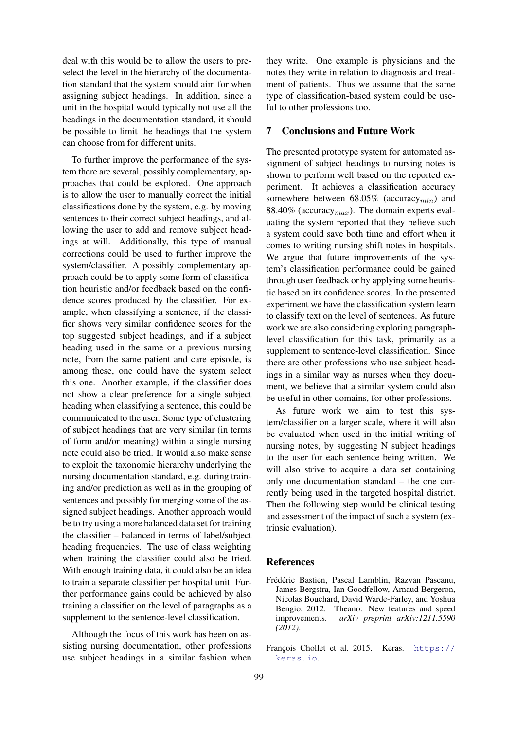deal with this would be to allow the users to preselect the level in the hierarchy of the documentation standard that the system should aim for when assigning subject headings. In addition, since a unit in the hospital would typically not use all the headings in the documentation standard, it should be possible to limit the headings that the system can choose from for different units.

To further improve the performance of the system there are several, possibly complementary, approaches that could be explored. One approach is to allow the user to manually correct the initial classifications done by the system, e.g. by moving sentences to their correct subject headings, and allowing the user to add and remove subject headings at will. Additionally, this type of manual corrections could be used to further improve the system/classifier. A possibly complementary approach could be to apply some form of classification heuristic and/or feedback based on the confidence scores produced by the classifier. For example, when classifying a sentence, if the classifier shows very similar confidence scores for the top suggested subject headings, and if a subject heading used in the same or a previous nursing note, from the same patient and care episode, is among these, one could have the system select this one. Another example, if the classifier does not show a clear preference for a single subject heading when classifying a sentence, this could be communicated to the user. Some type of clustering of subject headings that are very similar (in terms of form and/or meaning) within a single nursing note could also be tried. It would also make sense to exploit the taxonomic hierarchy underlying the nursing documentation standard, e.g. during training and/or prediction as well as in the grouping of sentences and possibly for merging some of the assigned subject headings. Another approach would be to try using a more balanced data set for training the classifier – balanced in terms of label/subject heading frequencies. The use of class weighting when training the classifier could also be tried. With enough training data, it could also be an idea to train a separate classifier per hospital unit. Further performance gains could be achieved by also training a classifier on the level of paragraphs as a supplement to the sentence-level classification.

Although the focus of this work has been on assisting nursing documentation, other professions use subject headings in a similar fashion when they write. One example is physicians and the notes they write in relation to diagnosis and treatment of patients. Thus we assume that the same type of classification-based system could be useful to other professions too.

## 7 Conclusions and Future Work

The presented prototype system for automated assignment of subject headings to nursing notes is shown to perform well based on the reported experiment. It achieves a classification accuracy somewhere between 68.05% (accuracy$_{min}$) and 88.40% (accuracy$_{max}$). The domain experts evaluating the system reported that they believe such a system could save both time and effort when it comes to writing nursing shift notes in hospitals. We argue that future improvements of the system's classification performance could be gained through user feedback or by applying some heuristic based on its confidence scores. In the presented experiment we have the classification system learn to classify text on the level of sentences. As future work we are also considering exploring paragraph-level classification for this task, primarily as a supplement to sentence-level classification. Since there are other professions who use subject headings in a similar way as nurses when they document, we believe that a similar system could also be useful in other domains, for other professions.

As future work we aim to test this system/classifier on a larger scale, where it will also be evaluated when used in the initial writing of nursing notes, by suggesting N subject headings to the user for each sentence being written. We will also strive to acquire a data set containing only one documentation standard – the one currently being used in the targeted hospital district. Then the following step would be clinical testing and assessment of the impact of such a system (extrinsic evaluation).

## References

Frédéric Bastien, Pascal Lamblin, Razvan Pascanu, James Bergstra, Ian Goodfellow, Arnaud Bergeron, Nicolas Bouchard, David Warde-Farley, and Yoshua Bengio. 2012. Theano: New features and speed improvements. *arXiv preprint arXiv:1211.5590 (2012)*.

François Chollet et al. 2015. Keras. https://keras.io.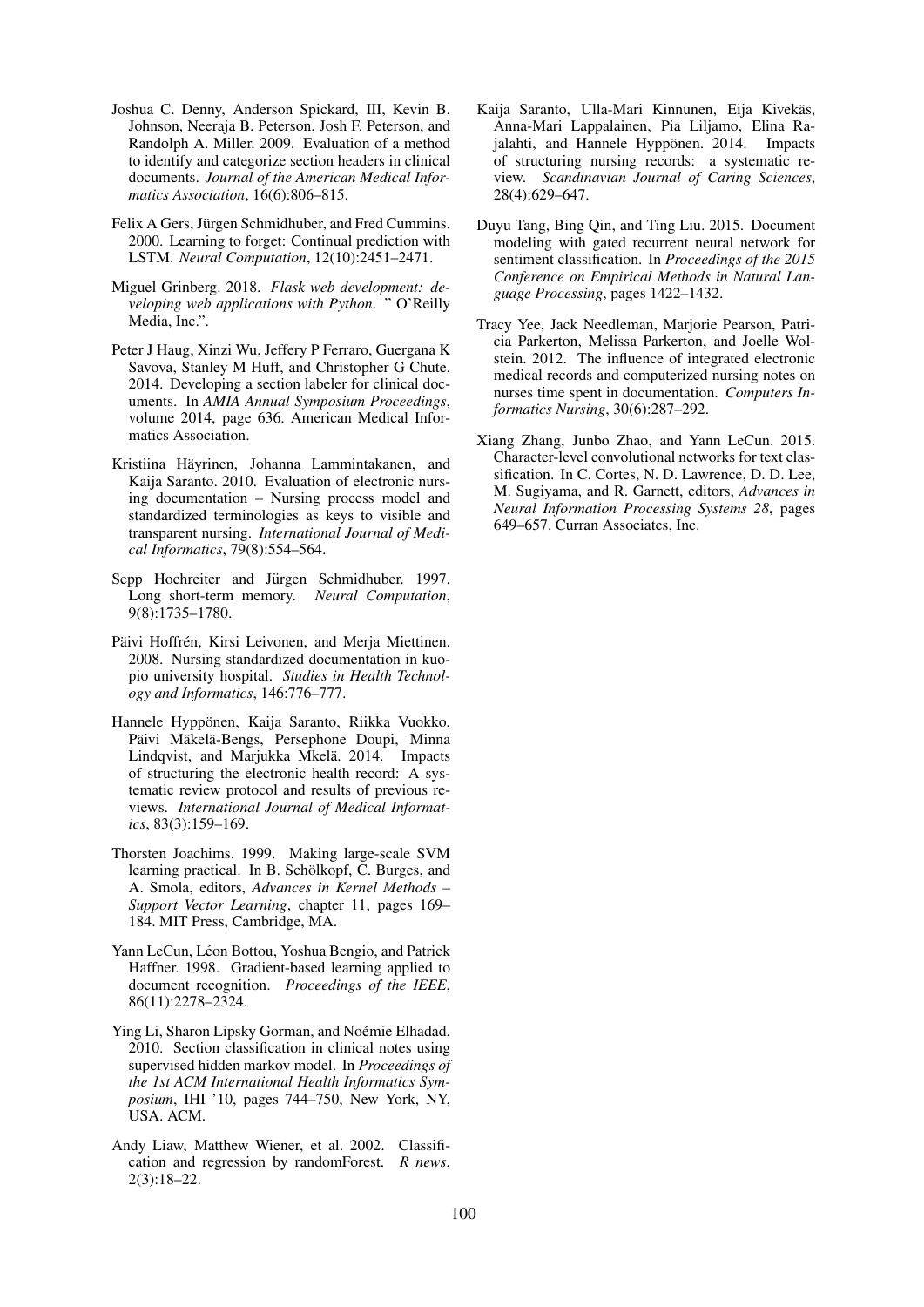Joshua C. Denny, Anderson Spickard, III, Kevin B. Johnson, Neeraja B. Peterson, Josh F. Peterson, and Randolph A. Miller. 2009. Evaluation of a method to identify and categorize section headers in clinical documents. *Journal of the American Medical Informatics Association*, 16(6):806–815.

Felix A Gers, Jürgen Schmidhuber, and Fred Cummins. 2000. Learning to forget: Continual prediction with LSTM. *Neural Computation*, 12(10):2451–2471.

Miguel Grinberg. 2018. *Flask web development: developing web applications with Python*. " O'Reilly Media, Inc.".

Peter J Haug, Xinzi Wu, Jeffery P Ferraro, Guergana K Savova, Stanley M Huff, and Christopher G Chute. 2014. Developing a section labeler for clinical documents. In *AMIA Annual Symposium Proceedings*, volume 2014, page 636. American Medical Informatics Association.

Kristiina Häyrinen, Johanna Lammintakanen, and Kaija Saranto. 2010. Evaluation of electronic nursing documentation – Nursing process model and standardized terminologies as keys to visible and transparent nursing. *International Journal of Medical Informatics*, 79(8):554–564.

Sepp Hochreiter and Jürgen Schmidhuber. 1997. Long short-term memory. *Neural Computation*, 9(8):1735–1780.

Päivi Hoffrén, Kirsi Leivonen, and Merja Miettinen. 2008. Nursing standardized documentation in kuopio university hospital. *Studies in Health Technology and Informatics*, 146:776–777.

Hannele Hyppönen, Kaija Saranto, Riikka Vuokko, Päivi Mäkelä-Bengs, Persephone Doupi, Minna Lindqvist, and Marjukka Mkelä. 2014. Impacts of structuring the electronic health record: A systematic review protocol and results of previous reviews. *International Journal of Medical Informatics*, 83(3):159–169.

Thorsten Joachims. 1999. Making large-scale SVM learning practical. In B. Schölkopf, C. Burges, and A. Smola, editors, *Advances in Kernel Methods – Support Vector Learning*, chapter 11, pages 169–184. MIT Press, Cambridge, MA.

Yann LeCun, Léon Bottou, Yoshua Bengio, and Patrick Haffner. 1998. Gradient-based learning applied to document recognition. *Proceedings of the IEEE*, 86(11):2278–2324.

Ying Li, Sharon Lipsky Gorman, and Noémie Elhadad. 2010. Section classification in clinical notes using supervised hidden markov model. In *Proceedings of the 1st ACM International Health Informatics Symposium*, IHI '10, pages 744–750, New York, NY, USA. ACM.

Andy Liaw, Matthew Wiener, et al. 2002. Classification and regression by randomForest. *R news*, 2(3):18–22.

Kaija Saranto, Ulla-Mari Kinnunen, Eija Kivekäs, Anna-Mari Lappalainen, Pia Liljamo, Elina Rajalahti, and Hannele Hyppönen. 2014. Impacts of structuring nursing records: a systematic review. *Scandinavian Journal of Caring Sciences*, 28(4):629–647.

Duyu Tang, Bing Qin, and Ting Liu. 2015. Document modeling with gated recurrent neural network for sentiment classification. In *Proceedings of the 2015 Conference on Empirical Methods in Natural Language Processing*, pages 1422–1432.

Tracy Yee, Jack Needleman, Marjorie Pearson, Patricia Parkerton, Melissa Parkerton, and Joelle Wolstein. 2012. The influence of integrated electronic medical records and computerized nursing notes on nurses time spent in documentation. *Computers Informatics Nursing*, 30(6):287–292.

Xiang Zhang, Junbo Zhao, and Yann LeCun. 2015. Character-level convolutional networks for text classification. In C. Cortes, N. D. Lawrence, D. D. Lee, M. Sugiyama, and R. Garnett, editors, *Advances in Neural Information Processing Systems 28*, pages 649–657. Curran Associates, Inc.